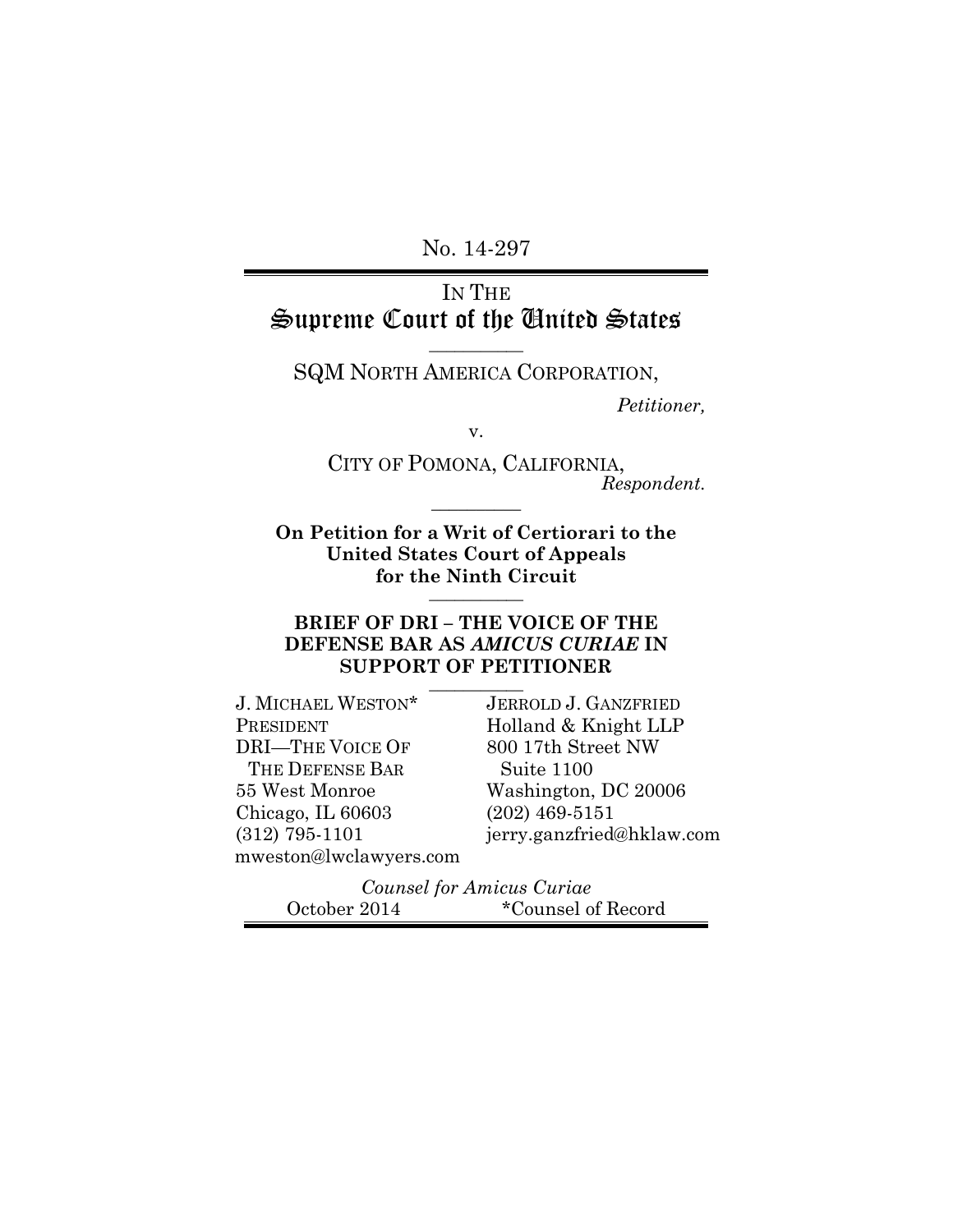No. 14-297

IN THE
# Supreme Court of the United States

---

SQM NORTH AMERICA CORPORATION,

*Petitioner,*

v.

CITY OF POMONA, CALIFORNIA,

*Respondent.*

---

**On Petition for a Writ of Certiorari to the United States Court of Appeals for the Ninth Circuit**

---

**BRIEF OF DRI – THE VOICE OF THE DEFENSE BAR AS *AMICUS CURIAE* IN SUPPORT OF PETITIONER**

---

J. MICHAEL WESTON*
PRESIDENT
DRI—THE VOICE OF THE DEFENSE BAR
55 West Monroe
Chicago, IL 60603
(312) 795-1101
mweston@lwclawyers.com

JERROLD J. GANZFRIED
Holland & Knight LLP
800 17th Street NW
Suite 1100
Washington, DC 20006
(202) 469-5151
jerry.ganzfried@hklaw.com

*Counsel for Amicus Curiae*

October 2014

*Counsel of Record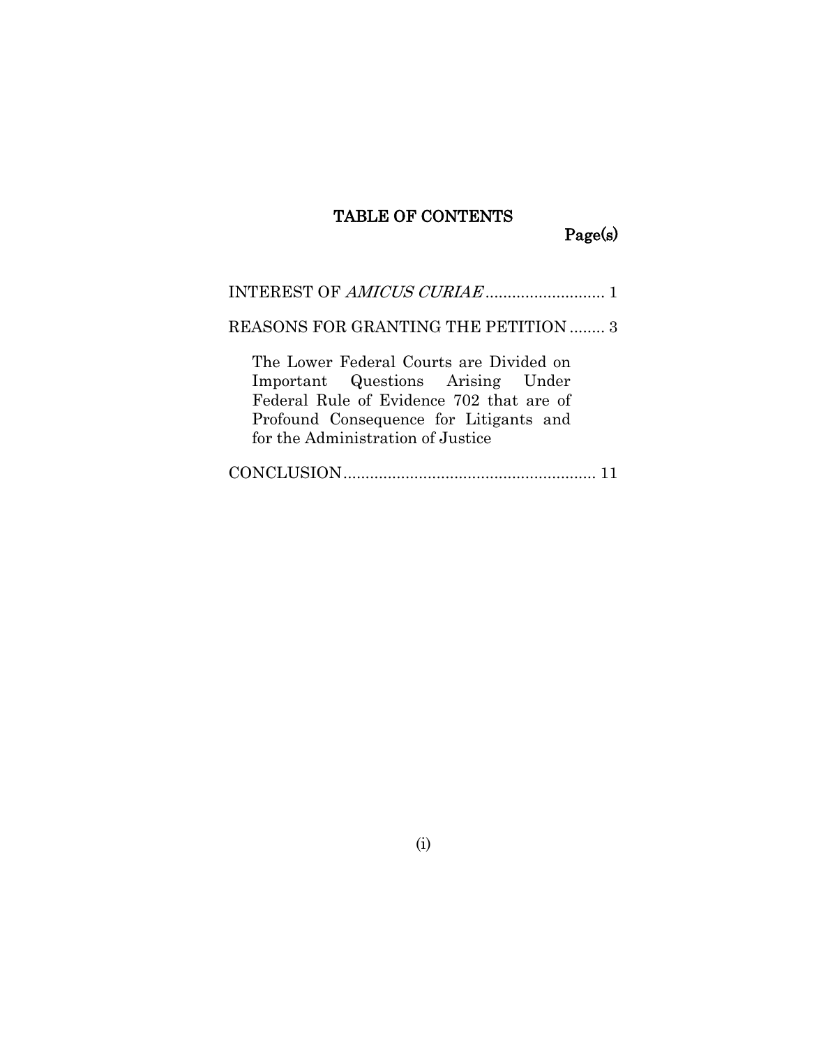# TABLE OF CONTENTS

Page(s)

INTEREST OF *AMICUS CURIAE* .......................... 1

REASONS FOR GRANTING THE PETITION ........ 3

The Lower Federal Courts are Divided on Important Questions Arising Under Federal Rule of Evidence 702 that are of Profound Consequence for Litigants and for the Administration of Justice

CONCLUSION ........................................................ 11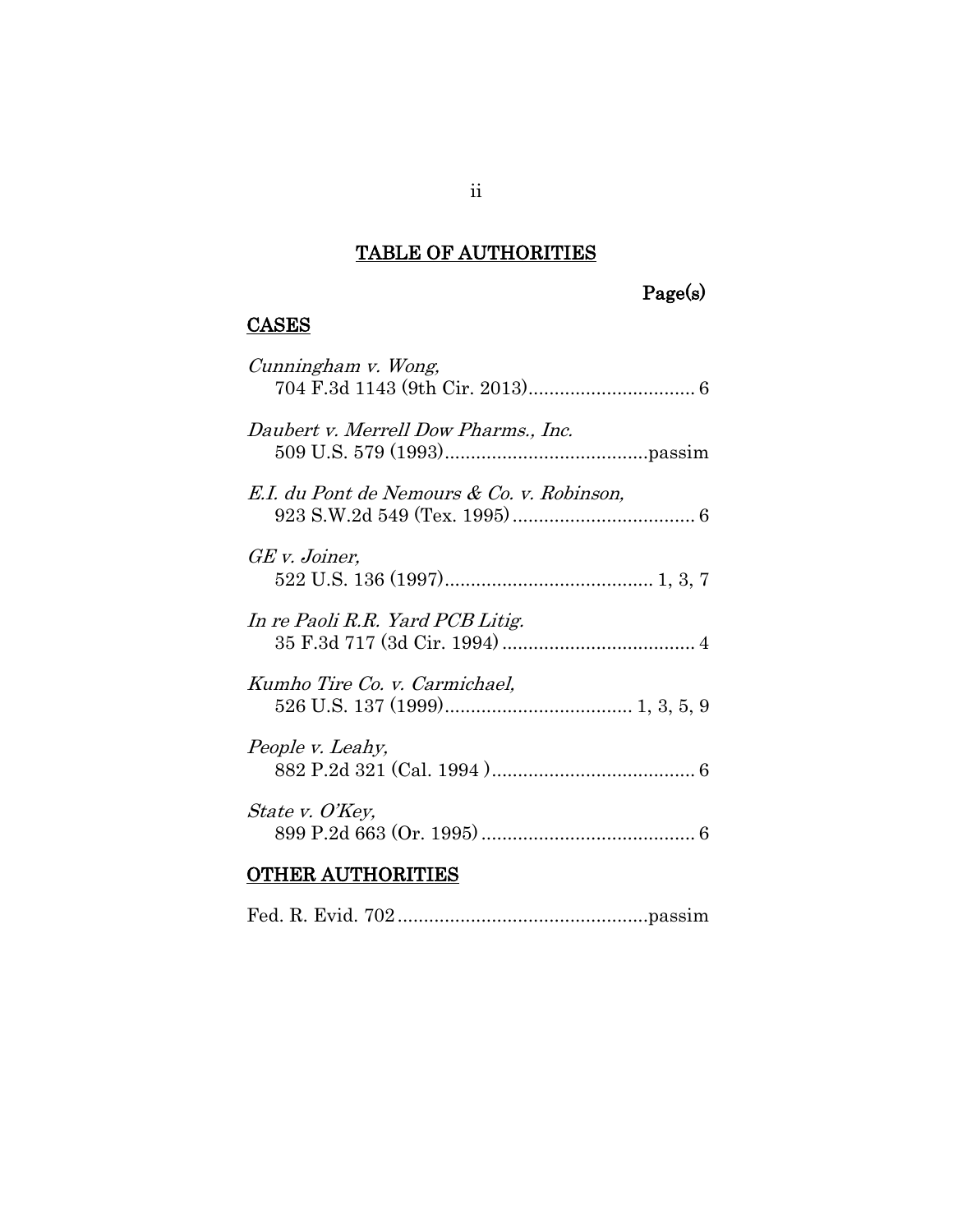# TABLE OF AUTHORITIES

Page(s)

## CASES

*Cunningham v. Wong*,
704 F.3d 1143 (9th Cir. 2013)................................ 6

*Daubert v. Merrell Dow Pharms., Inc.*
509 U.S. 579 (1993).......................................passim

*E.I. du Pont de Nemours & Co. v. Robinson*,
923 S.W.2d 549 (Tex. 1995)................................... 6

*GE v. Joiner*,
522 U.S. 136 (1997)........................................ 1, 3, 7

*In re Paoli R.R. Yard PCB Litig.*
35 F.3d 717 (3d Cir. 1994)..................................... 4

*Kumho Tire Co. v. Carmichael*,
526 U.S. 137 (1999).................................... 1, 3, 5, 9

*People v. Leahy*,
882 P.2d 321 (Cal. 1994 )....................................... 6

*State v. O'Key*,
899 P.2d 663 (Or. 1995)......................................... 6

## OTHER AUTHORITIES

Fed. R. Evid. 702................................................passim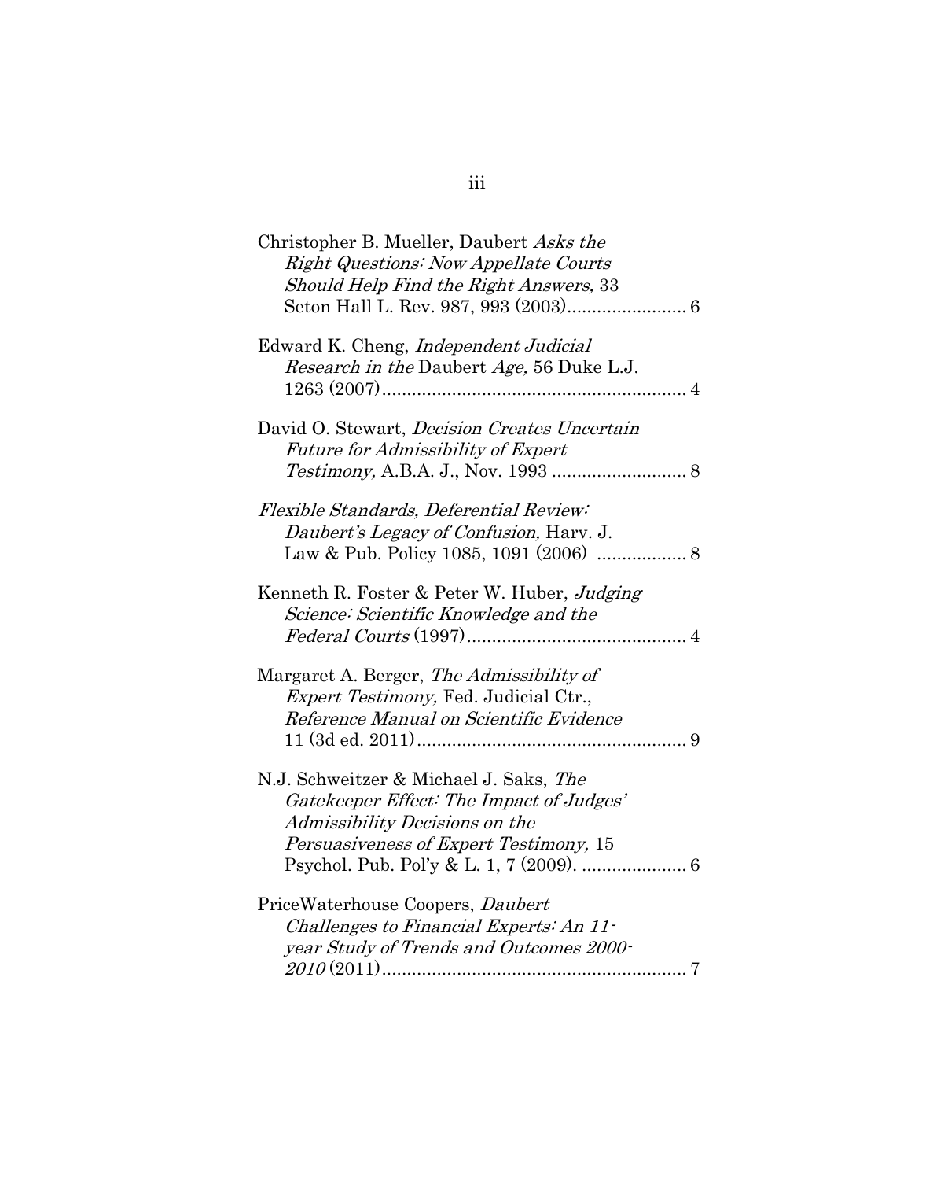Christopher B. Mueller, Daubert *Asks the Right Questions: Now Appellate Courts Should Help Find the Right Answers,* 33 Seton Hall L. Rev. 987, 993 (2003)........................ 6

Edward K. Cheng, *Independent Judicial Research in the* Daubert *Age,* 56 Duke L.J. 1263 (2007)............................................................ 4

David O. Stewart, *Decision Creates Uncertain Future for Admissibility of Expert Testimony,* A.B.A. J., Nov. 1993 .......................... 8

*Flexible Standards, Deferential Review: Daubert's Legacy of Confusion,* Harv. J. Law & Pub. Policy 1085, 1091 (2006) ................. 8

Kenneth R. Foster & Peter W. Huber, *Judging Science: Scientific Knowledge and the Federal Courts* (1997)........................................... 4

Margaret A. Berger, *The Admissibility of Expert Testimony,* Fed. Judicial Ctr., *Reference Manual on Scientific Evidence* 11 (3d ed. 2011)...................................................... 9

N.J. Schweitzer & Michael J. Saks, *The Gatekeeper Effect: The Impact of Judges' Admissibility Decisions on the Persuasiveness of Expert Testimony,* 15 Psychol. Pub. Pol'y & L. 1, 7 (2009). ..................... 6

PriceWaterhouse Coopers, *Daubert Challenges to Financial Experts: An 11-year Study of Trends and Outcomes 2000-2010* (2011)............................................................ 7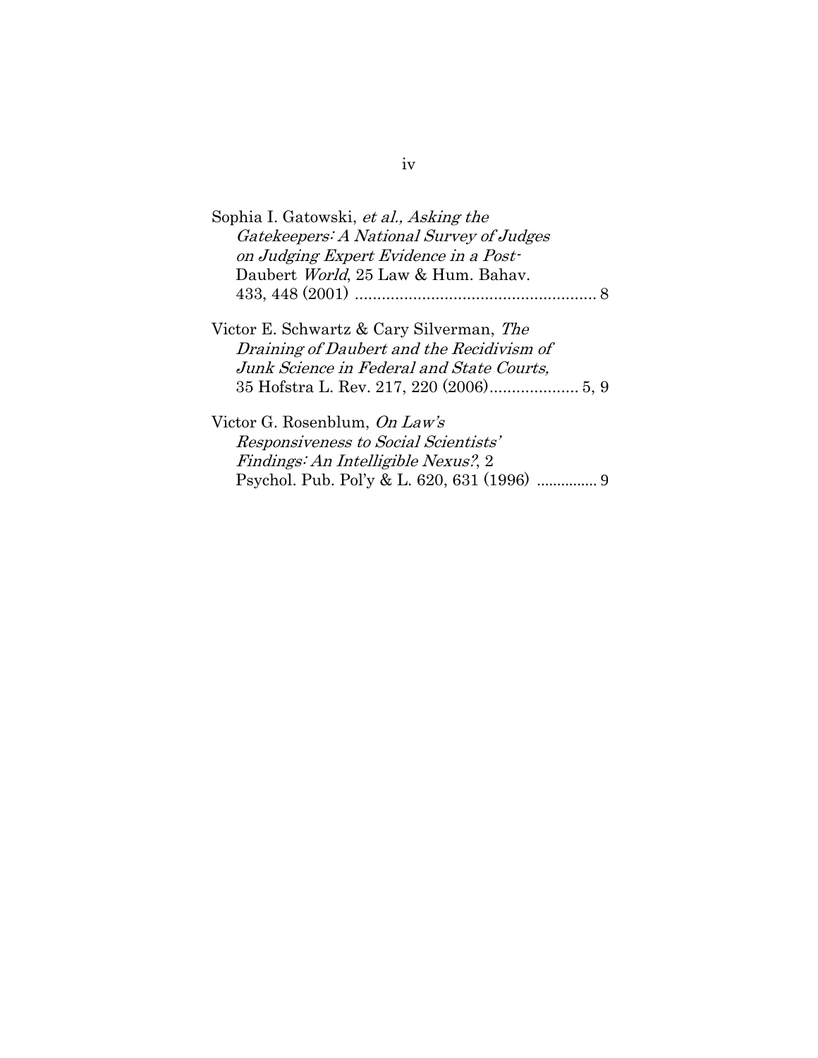Sophia I. Gatowski, *et al., Asking the Gatekeepers: A National Survey of Judges on Judging Expert Evidence in a Post-* Daubert *World*, 25 Law & Hum. Bahav. 433, 448 (2001) ...................................................... 8

Victor E. Schwartz & Cary Silverman, *The Draining of Daubert and the Recidivism of Junk Science in Federal and State Courts,* 35 Hofstra L. Rev. 217, 220 (2006).................... 5, 9

Victor G. Rosenblum, *On Law's Responsiveness to Social Scientists' Findings: An Intelligible Nexus?*, 2 Psychol. Pub. Pol'y & L. 620, 631 (1996) ............... 9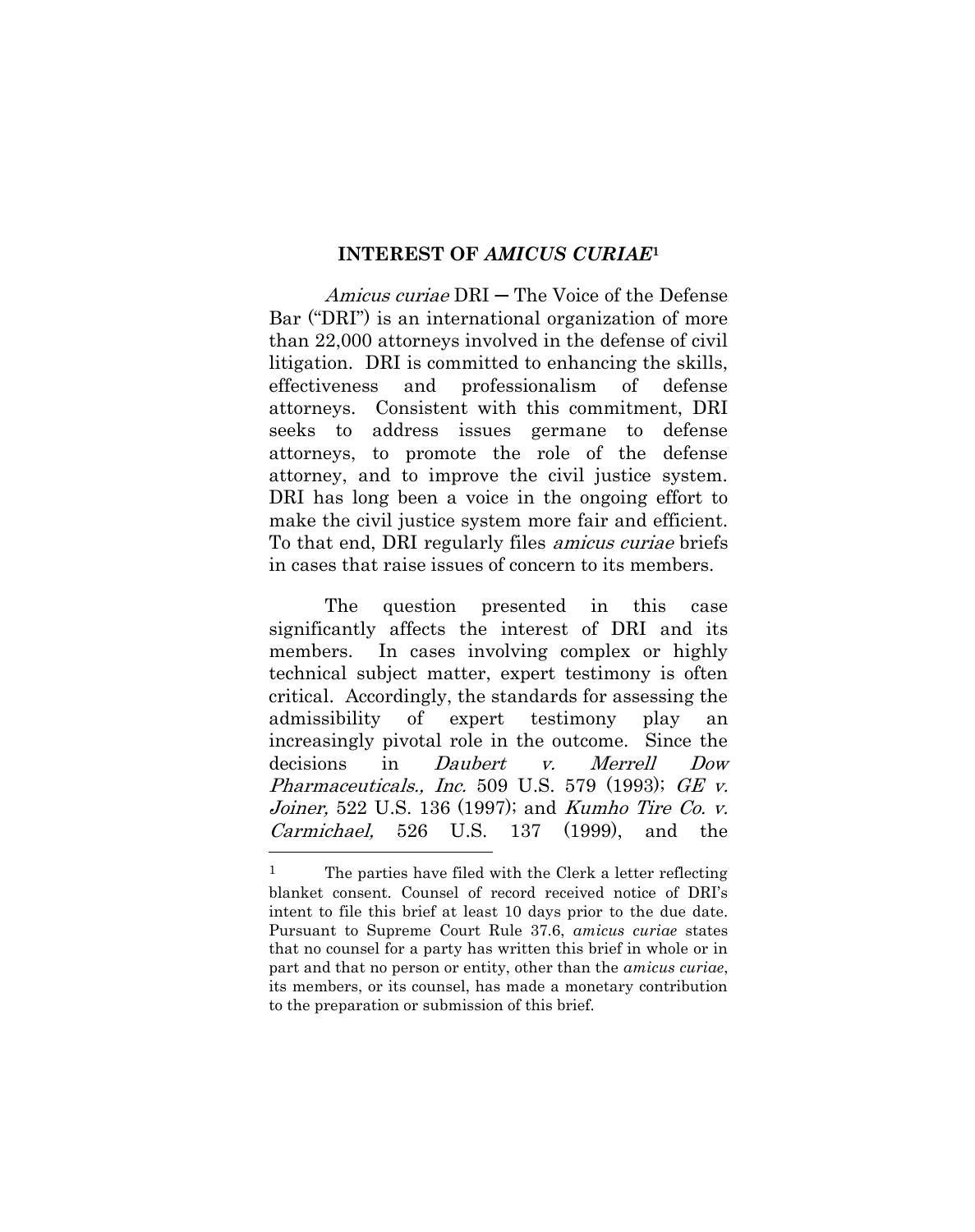## INTEREST OF *AMICUS CURIAE*[1]

*Amicus curiae* DRI — The Voice of the Defense Bar ("DRI") is an international organization of more than 22,000 attorneys involved in the defense of civil litigation. DRI is committed to enhancing the skills, effectiveness and professionalism of defense attorneys. Consistent with this commitment, DRI seeks to address issues germane to defense attorneys, to promote the role of the defense attorney, and to improve the civil justice system. DRI has long been a voice in the ongoing effort to make the civil justice system more fair and efficient. To that end, DRI regularly files *amicus curiae* briefs in cases that raise issues of concern to its members.

The question presented in this case significantly affects the interest of DRI and its members. In cases involving complex or highly technical subject matter, expert testimony is often critical. Accordingly, the standards for assessing the admissibility of expert testimony play an increasingly pivotal role in the outcome. Since the decisions in *Daubert v. Merrell Dow Pharmaceuticals., Inc.* 509 U.S. 579 (1993); *GE v. Joiner,* 522 U.S. 136 (1997); and *Kumho Tire Co. v. Carmichael,* 526 U.S. 137 (1999), and the

---

[1] The parties have filed with the Clerk a letter reflecting blanket consent. Counsel of record received notice of DRI's intent to file this brief at least 10 days prior to the due date. Pursuant to Supreme Court Rule 37.6, *amicus curiae* states that no counsel for a party has written this brief in whole or in part and that no person or entity, other than the *amicus curiae*, its members, or its counsel, has made a monetary contribution to the preparation or submission of this brief.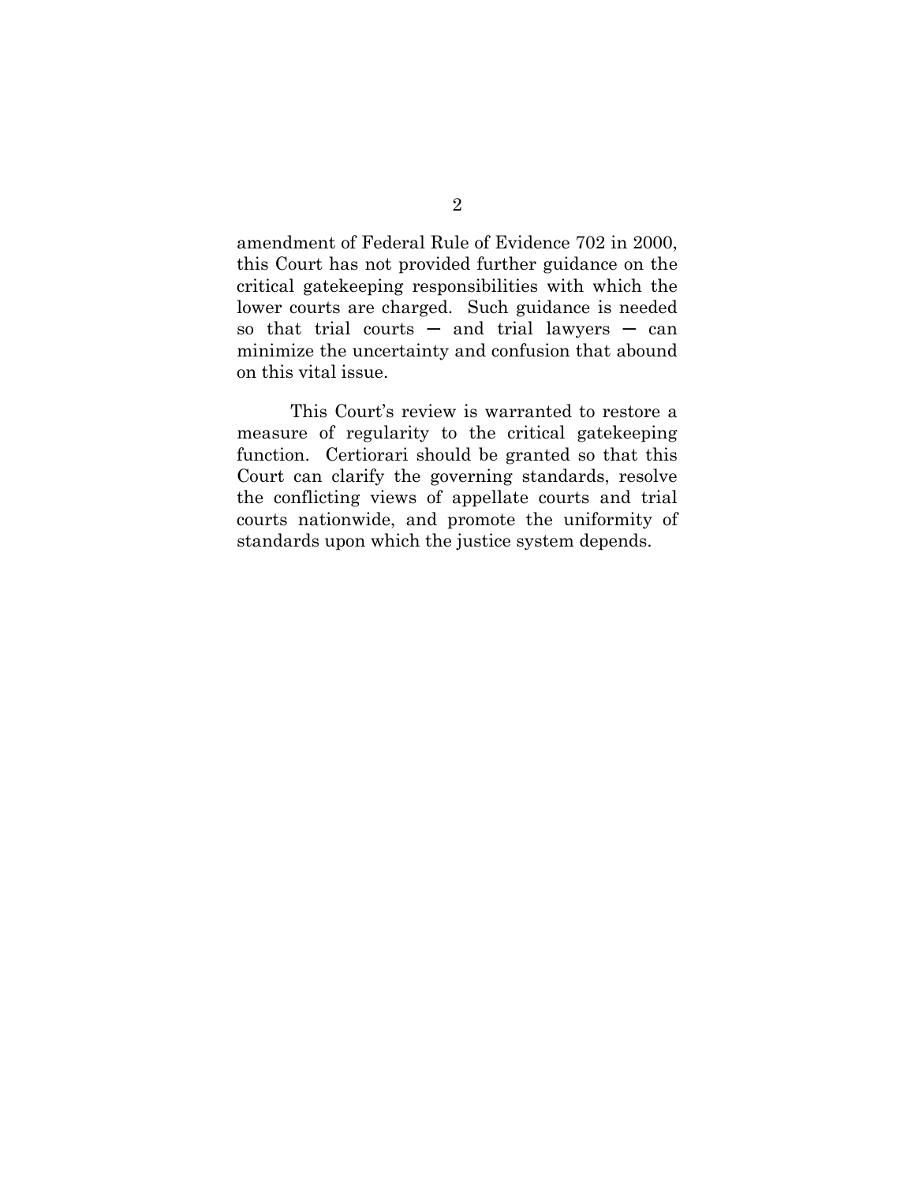amendment of Federal Rule of Evidence 702 in 2000, this Court has not provided further guidance on the critical gatekeeping responsibilities with which the lower courts are charged. Such guidance is needed so that trial courts — and trial lawyers — can minimize the uncertainty and confusion that abound on this vital issue.

This Court's review is warranted to restore a measure of regularity to the critical gatekeeping function. Certiorari should be granted so that this Court can clarify the governing standards, resolve the conflicting views of appellate courts and trial courts nationwide, and promote the uniformity of standards upon which the justice system depends.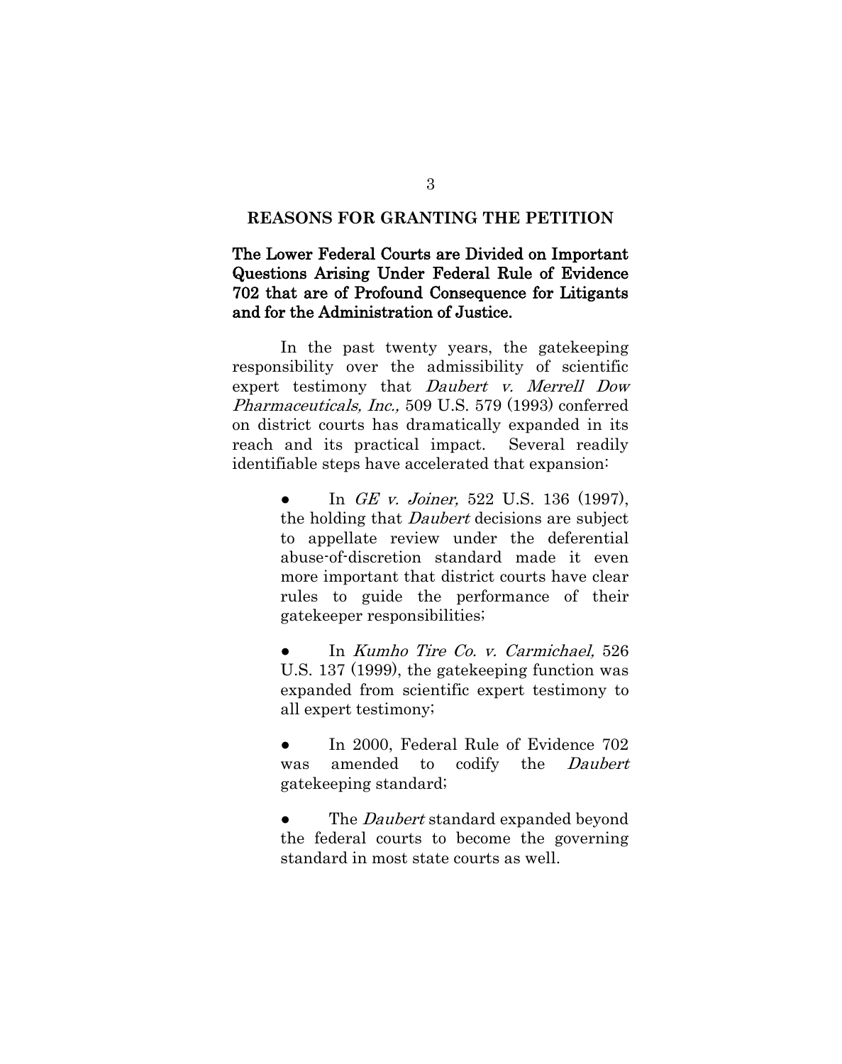## REASONS FOR GRANTING THE PETITION

### The Lower Federal Courts are Divided on Important Questions Arising Under Federal Rule of Evidence 702 that are of Profound Consequence for Litigants and for the Administration of Justice.

In the past twenty years, the gatekeeping responsibility over the admissibility of scientific expert testimony that *Daubert v. Merrell Dow Pharmaceuticals, Inc.,* 509 U.S. 579 (1993) conferred on district courts has dramatically expanded in its reach and its practical impact. Several readily identifiable steps have accelerated that expansion:

- In *GE v. Joiner,* 522 U.S. 136 (1997), the holding that *Daubert* decisions are subject to appellate review under the deferential abuse-of-discretion standard made it even more important that district courts have clear rules to guide the performance of their gatekeeper responsibilities;

- In *Kumho Tire Co. v. Carmichael,* 526 U.S. 137 (1999), the gatekeeping function was expanded from scientific expert testimony to all expert testimony;

- In 2000, Federal Rule of Evidence 702 was amended to codify the *Daubert* gatekeeping standard;

- The *Daubert* standard expanded beyond the federal courts to become the governing standard in most state courts as well.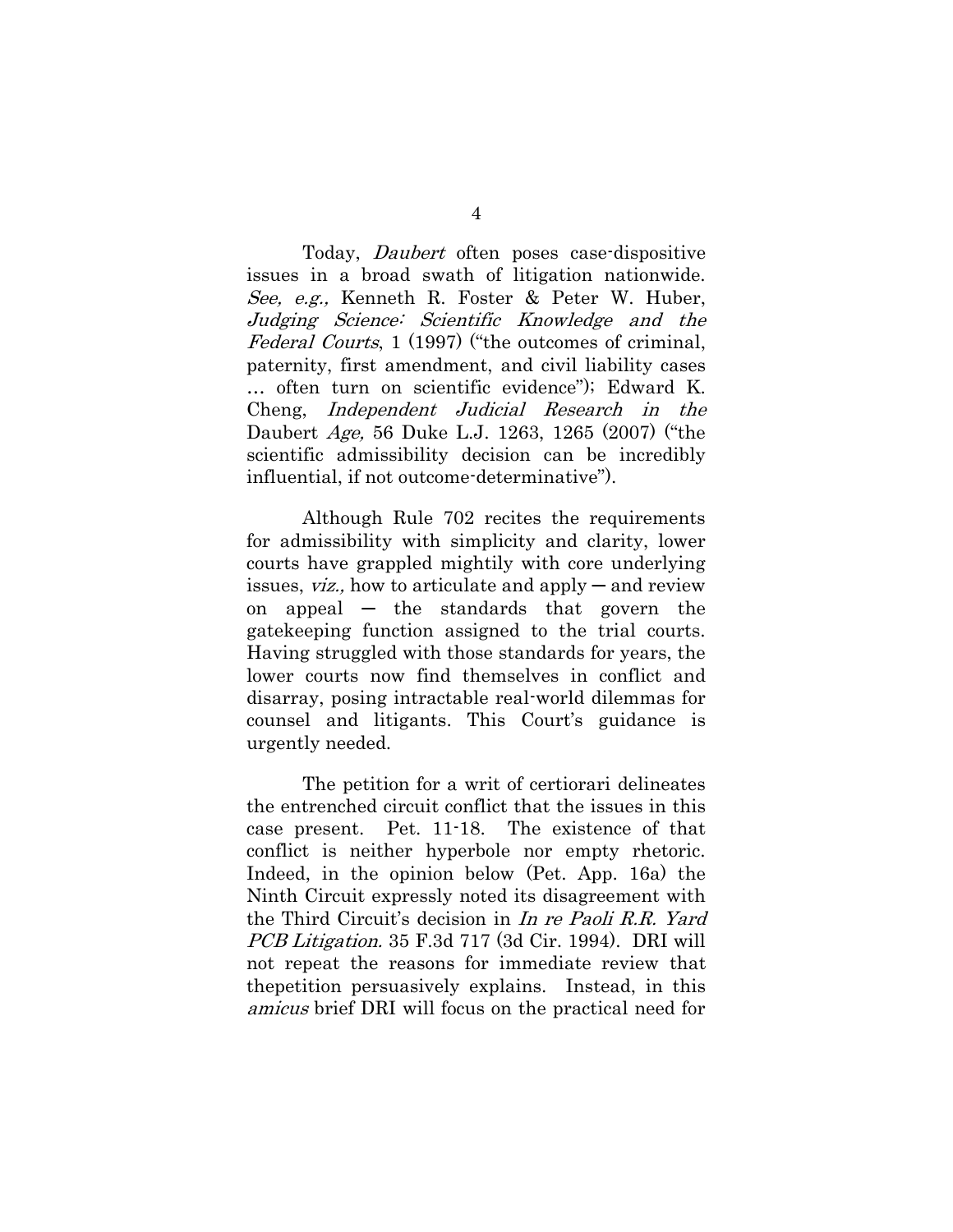Today, *Daubert* often poses case-dispositive issues in a broad swath of litigation nationwide. *See, e.g.,* Kenneth R. Foster & Peter W. Huber, *Judging Science: Scientific Knowledge and the Federal Courts*, 1 (1997) ("the outcomes of criminal, paternity, first amendment, and civil liability cases … often turn on scientific evidence"); Edward K. Cheng, *Independent Judicial Research in the* Daubert *Age,* 56 Duke L.J. 1263, 1265 (2007) ("the scientific admissibility decision can be incredibly influential, if not outcome-determinative").

Although Rule 702 recites the requirements for admissibility with simplicity and clarity, lower courts have grappled mightily with core underlying issues, *viz.,* how to articulate and apply — and review on appeal — the standards that govern the gatekeeping function assigned to the trial courts. Having struggled with those standards for years, the lower courts now find themselves in conflict and disarray, posing intractable real-world dilemmas for counsel and litigants. This Court's guidance is urgently needed.

The petition for a writ of certiorari delineates the entrenched circuit conflict that the issues in this case present. Pet. 11-18. The existence of that conflict is neither hyperbole nor empty rhetoric. Indeed, in the opinion below (Pet. App. 16a) the Ninth Circuit expressly noted its disagreement with the Third Circuit's decision in *In re Paoli R.R. Yard PCB Litigation.* 35 F.3d 717 (3d Cir. 1994). DRI will not repeat the reasons for immediate review that thepetition persuasively explains. Instead, in this *amicus* brief DRI will focus on the practical need for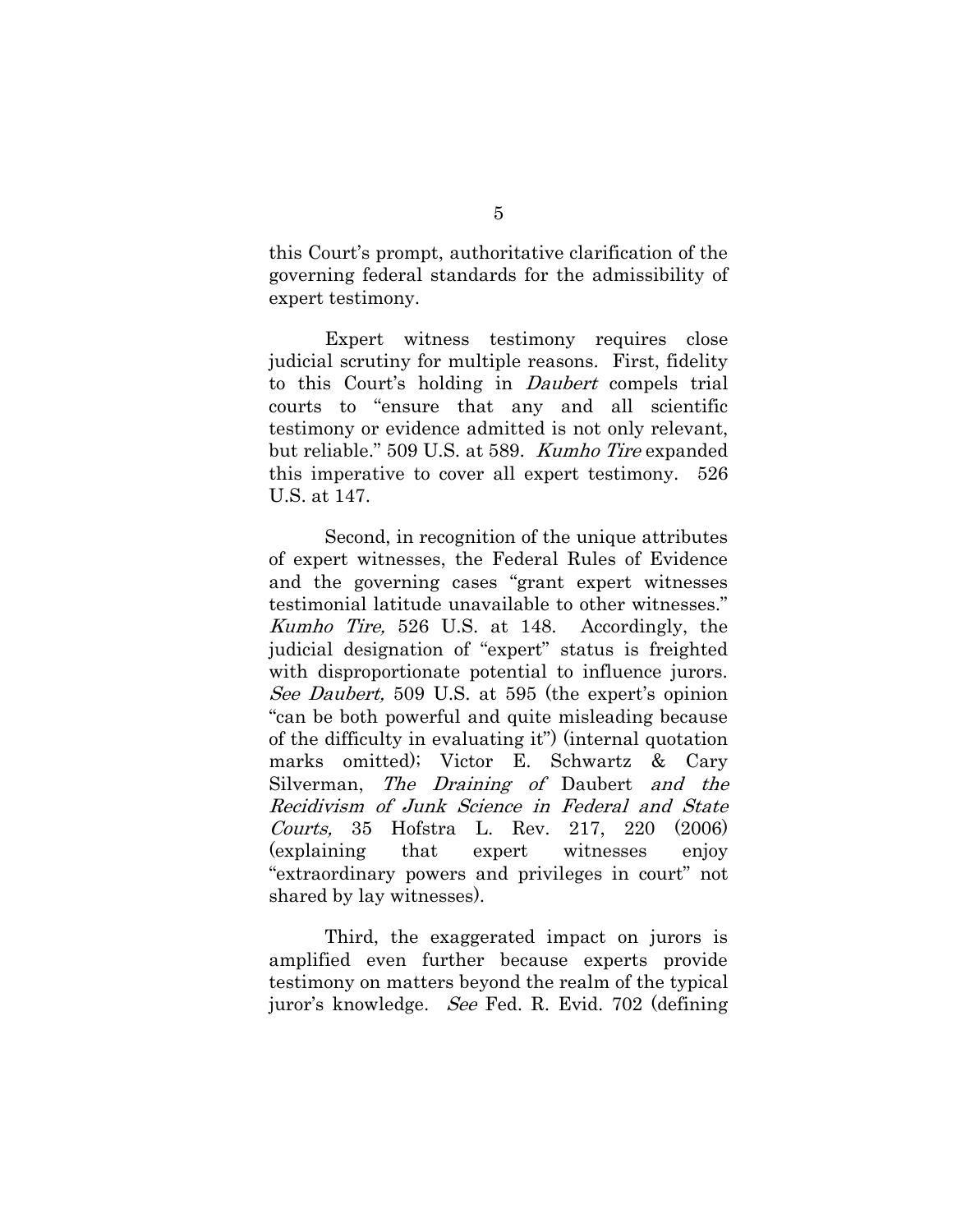this Court's prompt, authoritative clarification of the governing federal standards for the admissibility of expert testimony.

Expert witness testimony requires close judicial scrutiny for multiple reasons. First, fidelity to this Court's holding in *Daubert* compels trial courts to "ensure that any and all scientific testimony or evidence admitted is not only relevant, but reliable." 509 U.S. at 589. *Kumho Tire* expanded this imperative to cover all expert testimony. 526 U.S. at 147.

Second, in recognition of the unique attributes of expert witnesses, the Federal Rules of Evidence and the governing cases "grant expert witnesses testimonial latitude unavailable to other witnesses." *Kumho Tire,* 526 U.S. at 148. Accordingly, the judicial designation of "expert" status is freighted with disproportionate potential to influence jurors. *See Daubert,* 509 U.S. at 595 (the expert's opinion "can be both powerful and quite misleading because of the difficulty in evaluating it") (internal quotation marks omitted); Victor E. Schwartz & Cary Silverman, *The Draining of* Daubert *and the Recidivism of Junk Science in Federal and State Courts,* 35 Hofstra L. Rev. 217, 220 (2006) (explaining that expert witnesses enjoy "extraordinary powers and privileges in court" not shared by lay witnesses).

Third, the exaggerated impact on jurors is amplified even further because experts provide testimony on matters beyond the realm of the typical juror's knowledge. *See* Fed. R. Evid. 702 (defining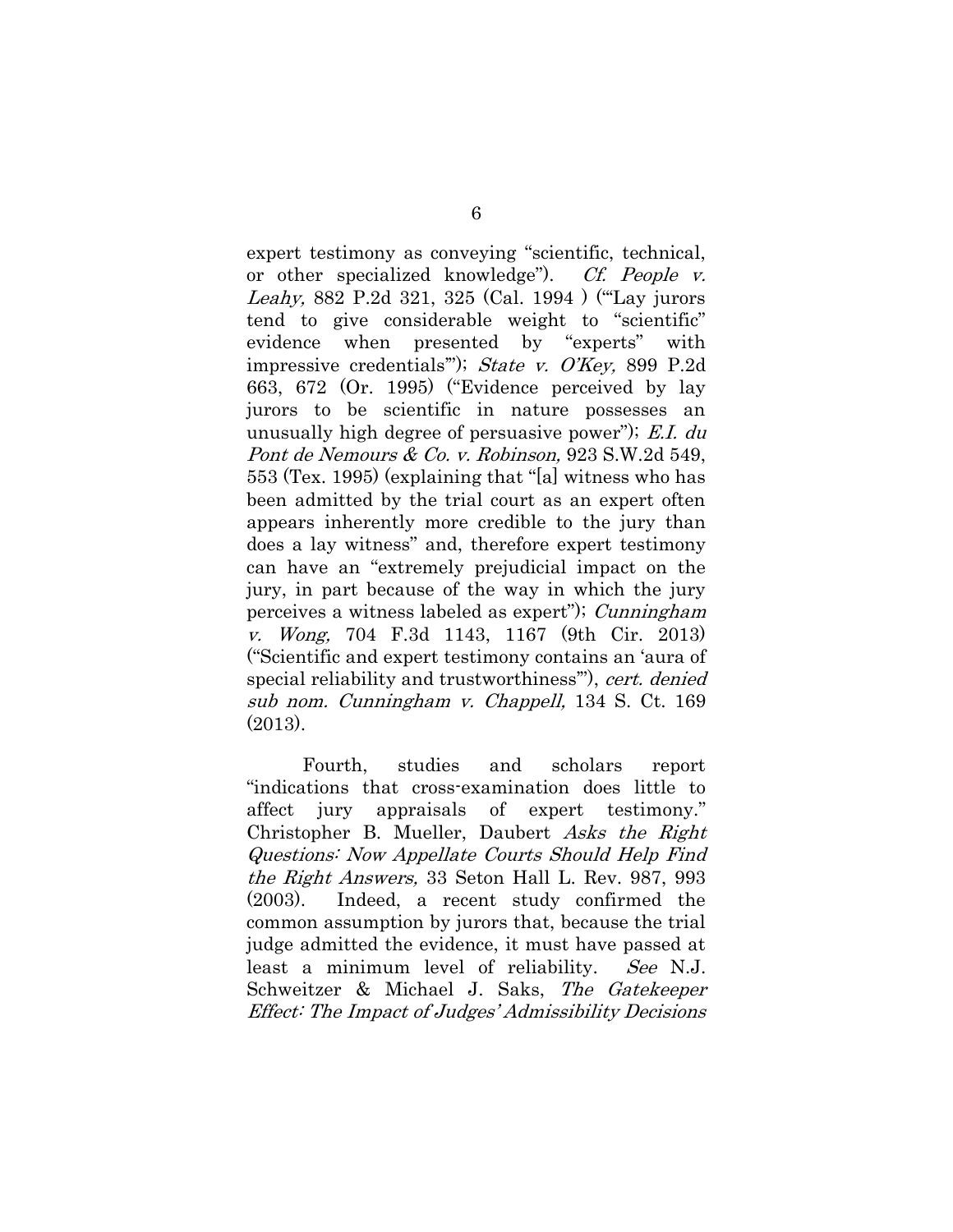expert testimony as conveying "scientific, technical, or other specialized knowledge"). *Cf. People v. Leahy,* 882 P.2d 321, 325 (Cal. 1994 ) ("'Lay jurors tend to give considerable weight to "scientific" evidence when presented by "experts" with impressive credentials'"); *State v. O'Key,* 899 P.2d 663, 672 (Or. 1995) ("Evidence perceived by lay jurors to be scientific in nature possesses an unusually high degree of persuasive power"); *E.I. du Pont de Nemours & Co. v. Robinson,* 923 S.W.2d 549, 553 (Tex. 1995) (explaining that "[a] witness who has been admitted by the trial court as an expert often appears inherently more credible to the jury than does a lay witness" and, therefore expert testimony can have an "extremely prejudicial impact on the jury, in part because of the way in which the jury perceives a witness labeled as expert"); *Cunningham v. Wong,* 704 F.3d 1143, 1167 (9th Cir. 2013) ("Scientific and expert testimony contains an 'aura of special reliability and trustworthiness'"), *cert. denied sub nom. Cunningham v. Chappell,* 134 S. Ct. 169 (2013).

Fourth, studies and scholars report "indications that cross-examination does little to affect jury appraisals of expert testimony." Christopher B. Mueller, Daubert *Asks the Right Questions: Now Appellate Courts Should Help Find the Right Answers,* 33 Seton Hall L. Rev. 987, 993 (2003). Indeed, a recent study confirmed the common assumption by jurors that, because the trial judge admitted the evidence, it must have passed at least a minimum level of reliability. *See* N.J. Schweitzer & Michael J. Saks, *The Gatekeeper Effect: The Impact of Judges' Admissibility Decisions*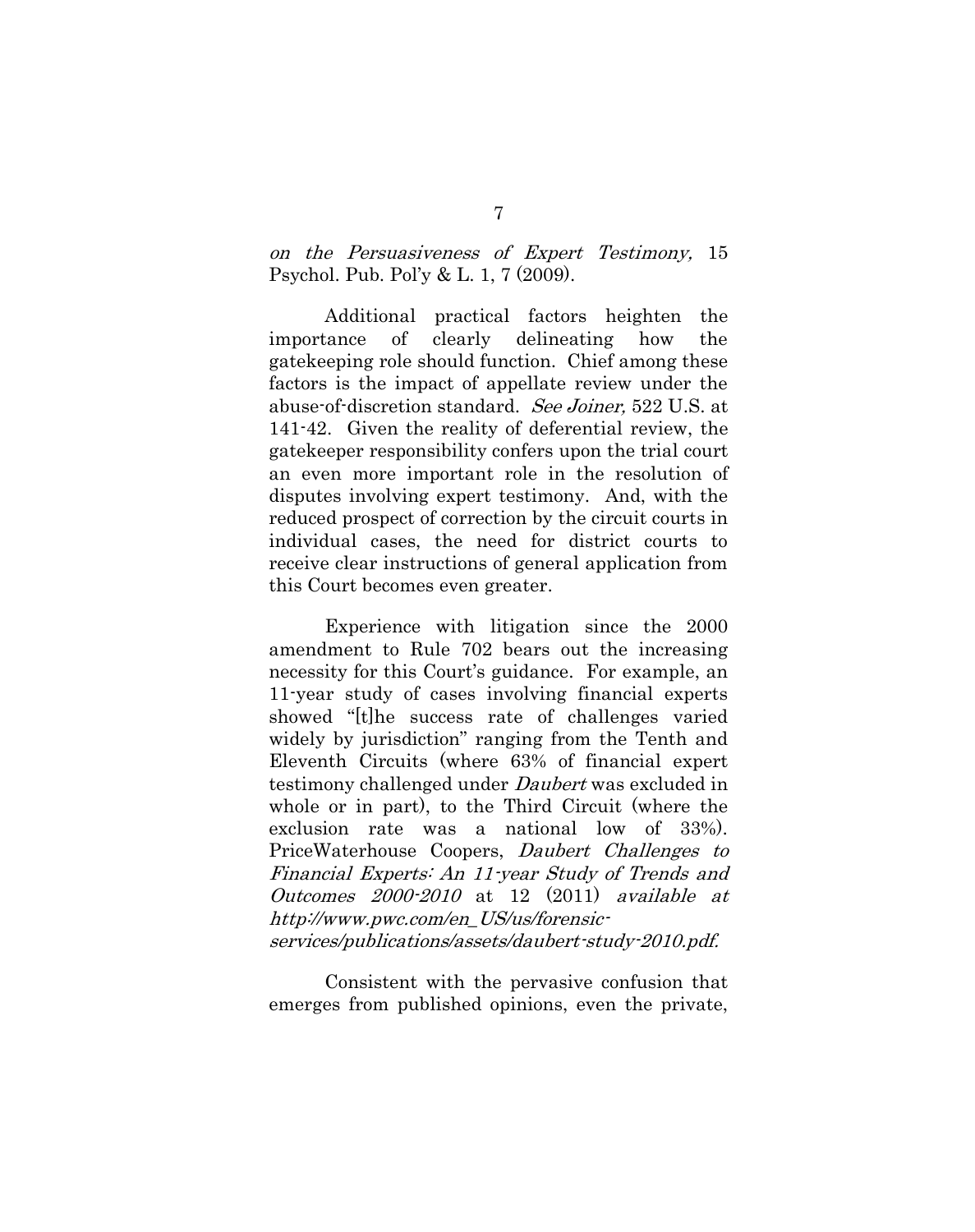*on the Persuasiveness of Expert Testimony,* 15 Psychol. Pub. Pol'y & L. 1, 7 (2009).

Additional practical factors heighten the importance of clearly delineating how the gatekeeping role should function. Chief among these factors is the impact of appellate review under the abuse-of-discretion standard. *See Joiner,* 522 U.S. at 141-42. Given the reality of deferential review, the gatekeeper responsibility confers upon the trial court an even more important role in the resolution of disputes involving expert testimony. And, with the reduced prospect of correction by the circuit courts in individual cases, the need for district courts to receive clear instructions of general application from this Court becomes even greater.

Experience with litigation since the 2000 amendment to Rule 702 bears out the increasing necessity for this Court's guidance. For example, an 11-year study of cases involving financial experts showed "[t]he success rate of challenges varied widely by jurisdiction" ranging from the Tenth and Eleventh Circuits (where 63% of financial expert testimony challenged under *Daubert* was excluded in whole or in part), to the Third Circuit (where the exclusion rate was a national low of 33%). PriceWaterhouse Coopers, *Daubert Challenges to Financial Experts: An 11-year Study of Trends and Outcomes 2000-2010* at 12 (2011) *available at http://www.pwc.com/en_US/us/forensic-services/publications/assets/daubert-study-2010.pdf.*

Consistent with the pervasive confusion that emerges from published opinions, even the private,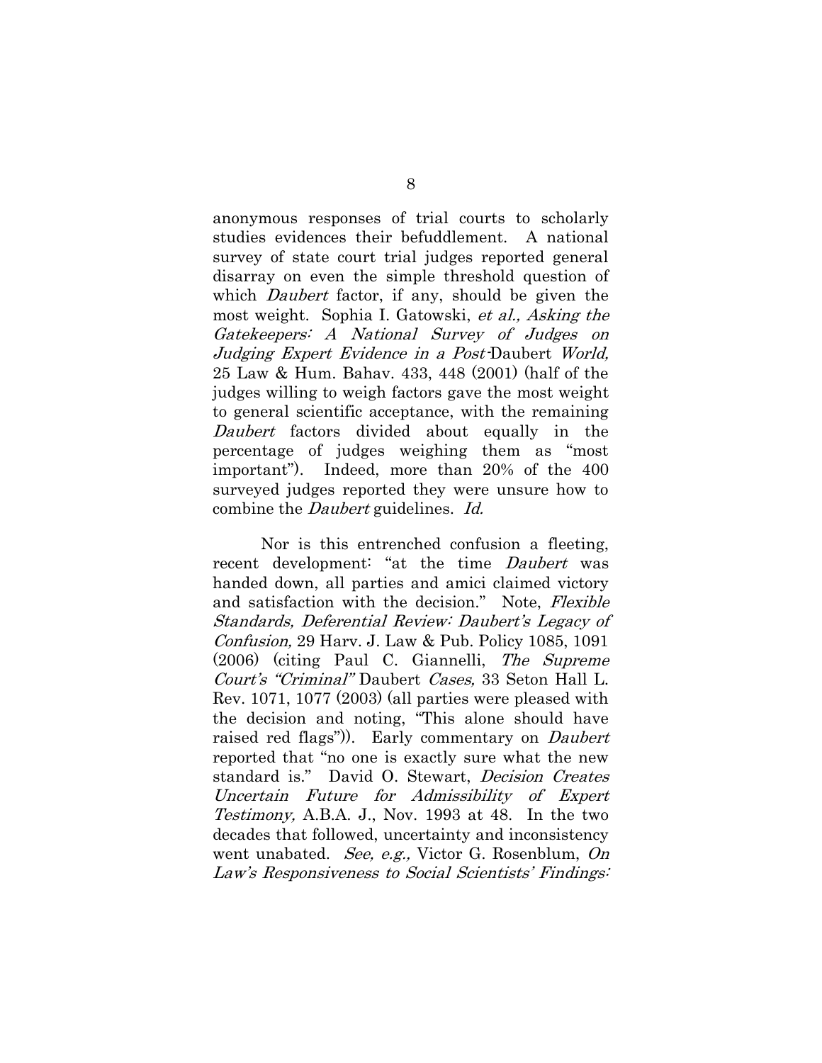anonymous responses of trial courts to scholarly studies evidences their befuddlement. A national survey of state court trial judges reported general disarray on even the simple threshold question of which *Daubert* factor, if any, should be given the most weight. Sophia I. Gatowski, *et al., Asking the Gatekeepers: A National Survey of Judges on Judging Expert Evidence in a Post-*Daubert *World,* 25 Law & Hum. Bahav. 433, 448 (2001) (half of the judges willing to weigh factors gave the most weight to general scientific acceptance, with the remaining *Daubert* factors divided about equally in the percentage of judges weighing them as "most important"). Indeed, more than 20% of the 400 surveyed judges reported they were unsure how to combine the *Daubert* guidelines. *Id.*

Nor is this entrenched confusion a fleeting, recent development: "at the time *Daubert* was handed down, all parties and amici claimed victory and satisfaction with the decision." Note, *Flexible Standards, Deferential Review: Daubert's Legacy of Confusion,* 29 Harv. J. Law & Pub. Policy 1085, 1091 (2006) (citing Paul C. Giannelli, *The Supreme Court's "Criminal"* Daubert *Cases,* 33 Seton Hall L. Rev. 1071, 1077 (2003) (all parties were pleased with the decision and noting, "This alone should have raised red flags")). Early commentary on *Daubert* reported that "no one is exactly sure what the new standard is." David O. Stewart, *Decision Creates Uncertain Future for Admissibility of Expert Testimony,* A.B.A. J., Nov. 1993 at 48. In the two decades that followed, uncertainty and inconsistency went unabated. *See, e.g.,* Victor G. Rosenblum, *On Law's Responsiveness to Social Scientists' Findings:*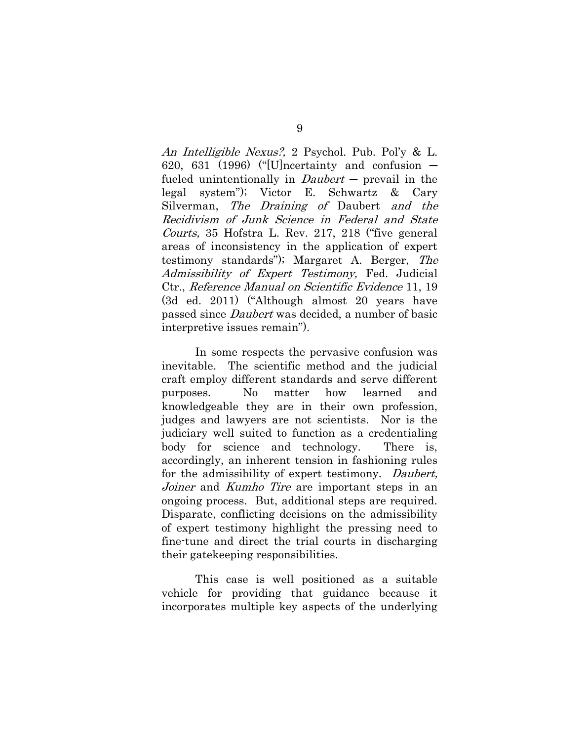*An Intelligible Nexus?,* 2 Psychol. Pub. Pol'y & L. 620, 631 (1996) ("[U]ncertainty and confusion — fueled unintentionally in *Daubert* — prevail in the legal system"); Victor E. Schwartz & Cary Silverman, *The Draining of* Daubert *and the Recidivism of Junk Science in Federal and State Courts,* 35 Hofstra L. Rev. 217, 218 ("five general areas of inconsistency in the application of expert testimony standards"); Margaret A. Berger, *The Admissibility of Expert Testimony,* Fed. Judicial Ctr., *Reference Manual on Scientific Evidence* 11, 19 (3d ed. 2011) ("Although almost 20 years have passed since *Daubert* was decided, a number of basic interpretive issues remain").

In some respects the pervasive confusion was inevitable. The scientific method and the judicial craft employ different standards and serve different purposes. No matter how learned and knowledgeable they are in their own profession, judges and lawyers are not scientists. Nor is the judiciary well suited to function as a credentialing body for science and technology. There is, accordingly, an inherent tension in fashioning rules for the admissibility of expert testimony. *Daubert, Joiner* and *Kumho Tire* are important steps in an ongoing process. But, additional steps are required. Disparate, conflicting decisions on the admissibility of expert testimony highlight the pressing need to fine-tune and direct the trial courts in discharging their gatekeeping responsibilities.

This case is well positioned as a suitable vehicle for providing that guidance because it incorporates multiple key aspects of the underlying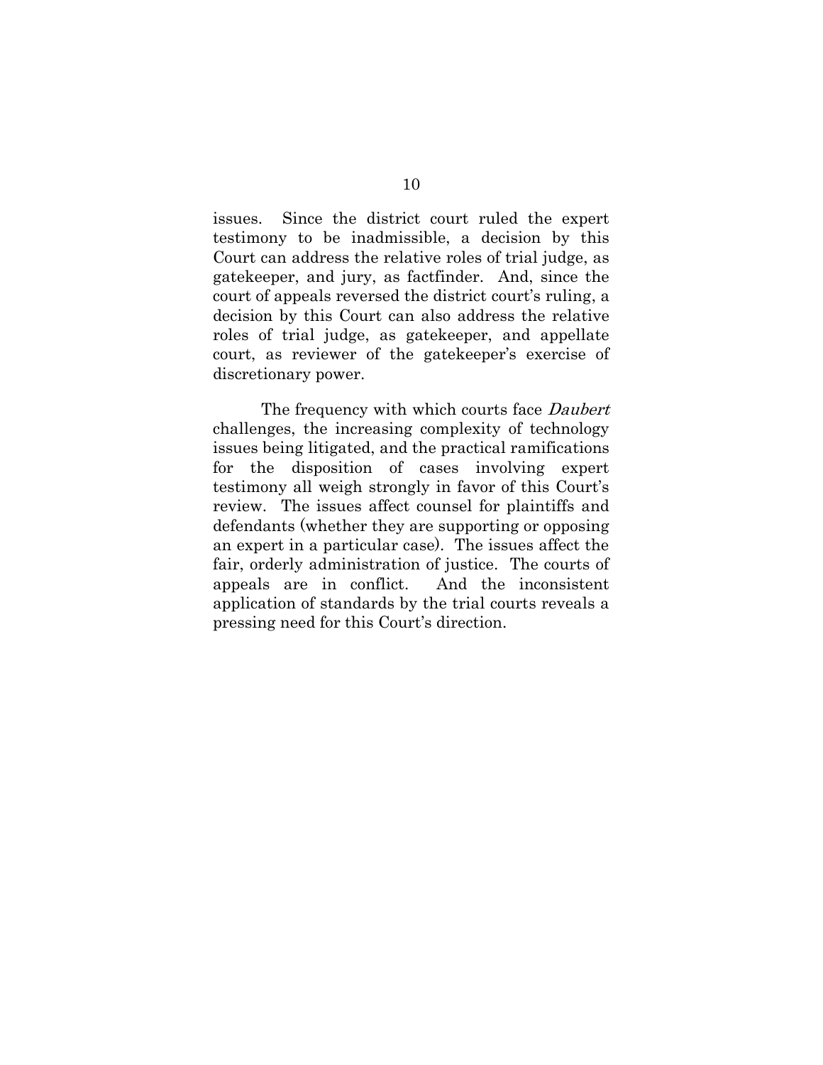issues. Since the district court ruled the expert testimony to be inadmissible, a decision by this Court can address the relative roles of trial judge, as gatekeeper, and jury, as factfinder. And, since the court of appeals reversed the district court's ruling, a decision by this Court can also address the relative roles of trial judge, as gatekeeper, and appellate court, as reviewer of the gatekeeper's exercise of discretionary power.

The frequency with which courts face *Daubert* challenges, the increasing complexity of technology issues being litigated, and the practical ramifications for the disposition of cases involving expert testimony all weigh strongly in favor of this Court's review. The issues affect counsel for plaintiffs and defendants (whether they are supporting or opposing an expert in a particular case). The issues affect the fair, orderly administration of justice. The courts of appeals are in conflict. And the inconsistent application of standards by the trial courts reveals a pressing need for this Court's direction.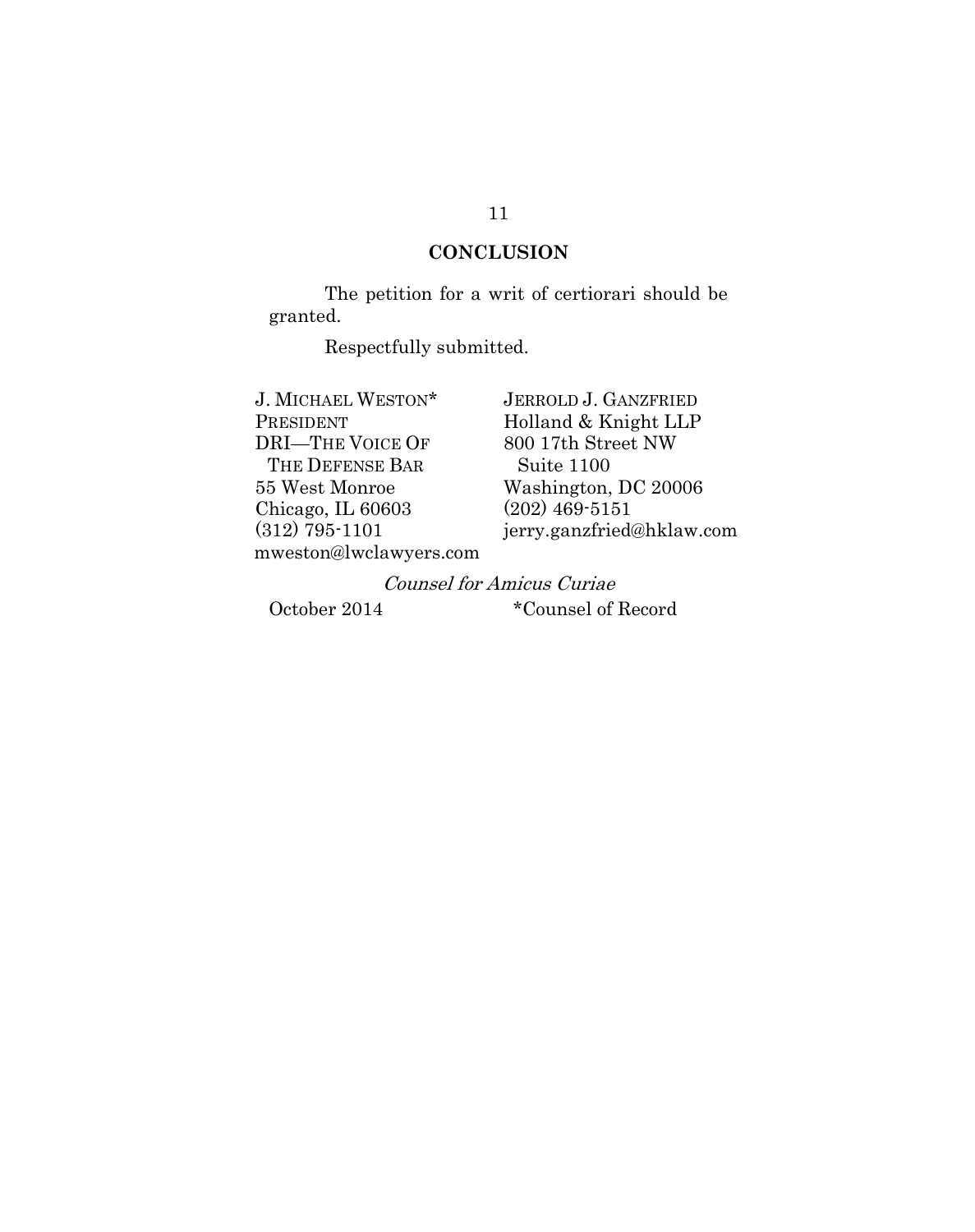## CONCLUSION

The petition for a writ of certiorari should be granted.

Respectfully submitted.

J. MICHAEL WESTON*
PRESIDENT
DRI—THE VOICE OF
THE DEFENSE BAR
55 West Monroe
Chicago, IL 60603
(312) 795-1101
mweston@lwclawyers.com

JERROLD J. GANZFRIED
Holland & Knight LLP
800 17th Street NW
Suite 1100
Washington, DC 20006
(202) 469-5151
jerry.ganzfried@hklaw.com

*Counsel for Amicus Curiae*

October 2014

*Counsel of Record